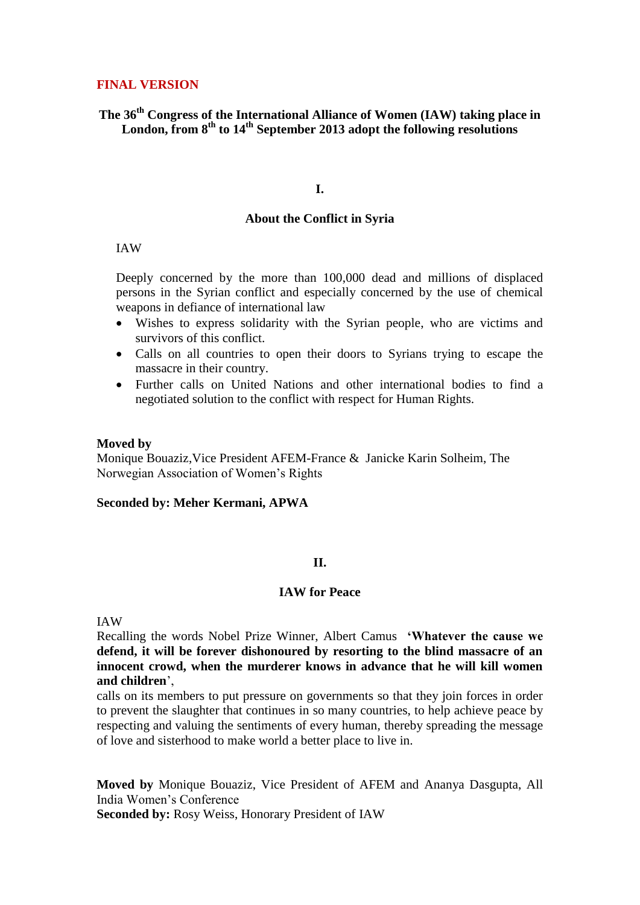**FINAL VERSION**

## The 36th Congress of the International Alliance of Women (IAW) taking place in London, from 8th to 14th September 2013 adopt the following resolutions

### I.

### About the Conflict in Syria

IAW

Deeply concerned by the more than 100,000 dead and millions of displaced persons in the Syrian conflict and especially concerned by the use of chemical weapons in defiance of international law

- Wishes to express solidarity with the Syrian people, who are victims and survivors of this conflict.
- Calls on all countries to open their doors to Syrians trying to escape the massacre in their country.
- Further calls on United Nations and other international bodies to find a negotiated solution to the conflict with respect for Human Rights.

**Moved by**
Monique Bouaziz,Vice President AFEM-France & Janicke Karin Solheim, The Norwegian Association of Women's Rights

**Seconded by: Meher Kermani, APWA**

### II.

### IAW for Peace

IAW
Recalling the words Nobel Prize Winner, Albert Camus **'Whatever the cause we defend, it will be forever dishonoured by resorting to the blind massacre of an innocent crowd, when the murderer knows in advance that he will kill women and children'**,
calls on its members to put pressure on governments so that they join forces in order to prevent the slaughter that continues in so many countries, to help achieve peace by respecting and valuing the sentiments of every human, thereby spreading the message of love and sisterhood to make world a better place to live in.

**Moved by** Monique Bouaziz, Vice President of AFEM and Ananya Dasgupta, All India Women's Conference
**Seconded by:** Rosy Weiss, Honorary President of IAW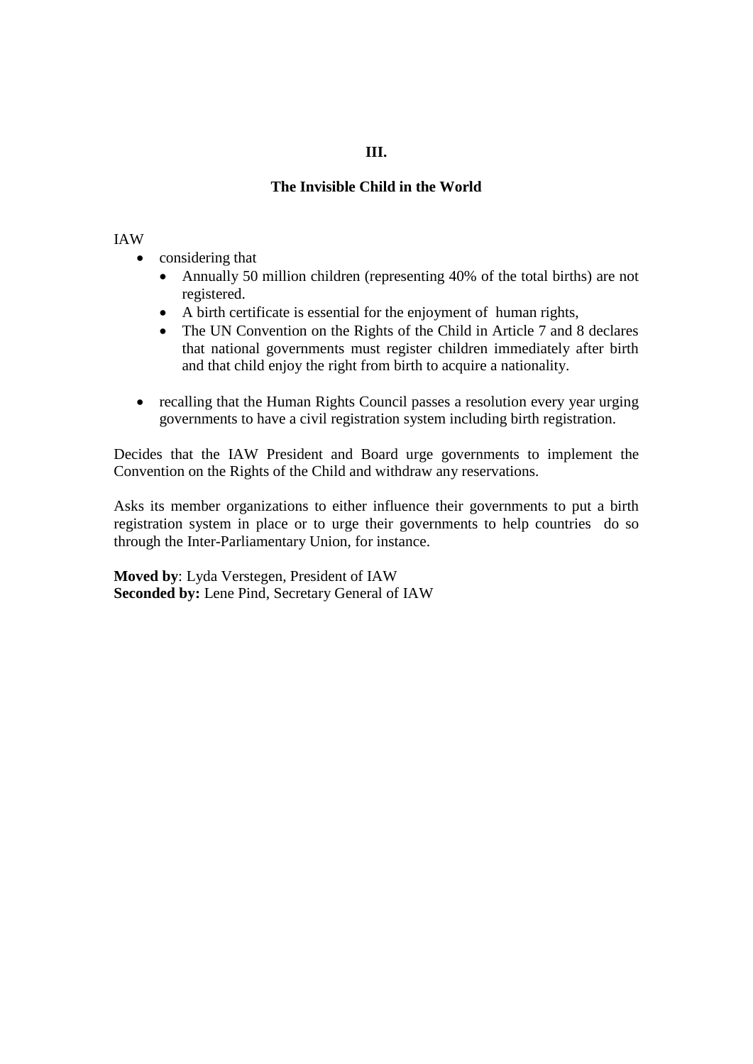**III.**

## The Invisible Child in the World

IAW

- considering that
    - Annually 50 million children (representing 40% of the total births) are not registered.
    - A birth certificate is essential for the enjoyment of human rights,
    - The UN Convention on the Rights of the Child in Article 7 and 8 declares that national governments must register children immediately after birth and that child enjoy the right from birth to acquire a nationality.

- recalling that the Human Rights Council passes a resolution every year urging governments to have a civil registration system including birth registration.

Decides that the IAW President and Board urge governments to implement the Convention on the Rights of the Child and withdraw any reservations.

Asks its member organizations to either influence their governments to put a birth registration system in place or to urge their governments to help countries do so through the Inter-Parliamentary Union, for instance.

**Moved by**: Lyda Verstegen, President of IAW
**Seconded by:** Lene Pind, Secretary General of IAW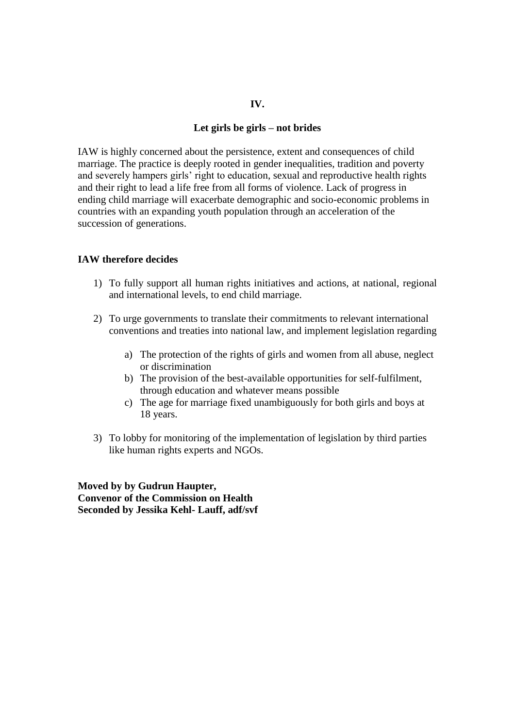**IV.**

**Let girls be girls – not brides**

IAW is highly concerned about the persistence, extent and consequences of child marriage. The practice is deeply rooted in gender inequalities, tradition and poverty and severely hampers girls' right to education, sexual and reproductive health rights and their right to lead a life free from all forms of violence. Lack of progress in ending child marriage will exacerbate demographic and socio-economic problems in countries with an expanding youth population through an acceleration of the succession of generations.

**IAW therefore decides**

1) To fully support all human rights initiatives and actions, at national, regional and international levels, to end child marriage.

2) To urge governments to translate their commitments to relevant international conventions and treaties into national law, and implement legislation regarding

    a) The protection of the rights of girls and women from all abuse, neglect or discrimination
    b) The provision of the best-available opportunities for self-fulfilment, through education and whatever means possible
    c) The age for marriage fixed unambiguously for both girls and boys at 18 years.

3) To lobby for monitoring of the implementation of legislation by third parties like human rights experts and NGOs.

**Moved by by Gudrun Haupter,**
**Convenor of the Commission on Health**
**Seconded by Jessika Kehl- Lauff, adf/svf**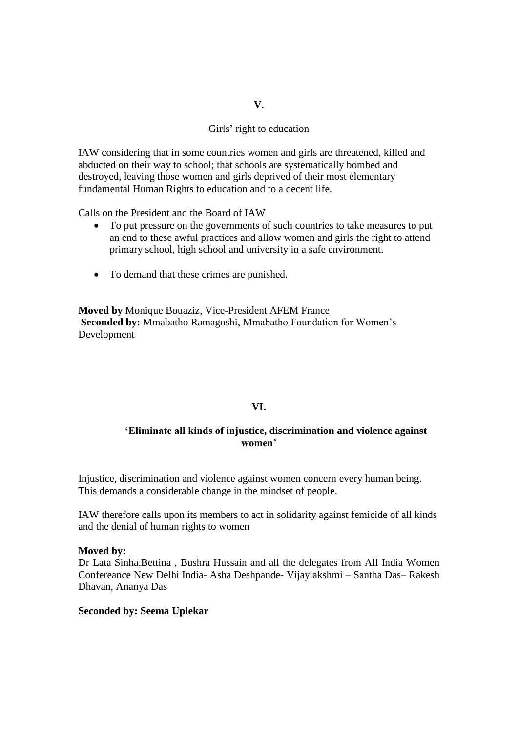## V.

Girls' right to education

IAW considering that in some countries women and girls are threatened, killed and abducted on their way to school; that schools are systematically bombed and destroyed, leaving those women and girls deprived of their most elementary fundamental Human Rights to education and to a decent life.

Calls on the President and the Board of IAW

- To put pressure on the governments of such countries to take measures to put an end to these awful practices and allow women and girls the right to attend primary school, high school and university in a safe environment.
- To demand that these crimes are punished.

**Moved by** Monique Bouaziz, Vice-President AFEM France
**Seconded by:** Mmabatho Ramagoshi, Mmabatho Foundation for Women's Development

## VI.

### 'Eliminate all kinds of injustice, discrimination and violence against women'

Injustice, discrimination and violence against women concern every human being. This demands a considerable change in the mindset of people.

IAW therefore calls upon its members to act in solidarity against femicide of all kinds and the denial of human rights to women

**Moved by:**
Dr Lata Sinha,Bettina , Bushra Hussain and all the delegates from All India Women Confereance New Delhi India- Asha Deshpande- Vijaylakshmi – Santha Das– Rakesh Dhavan, Ananya Das

**Seconded by: Seema Uplekar**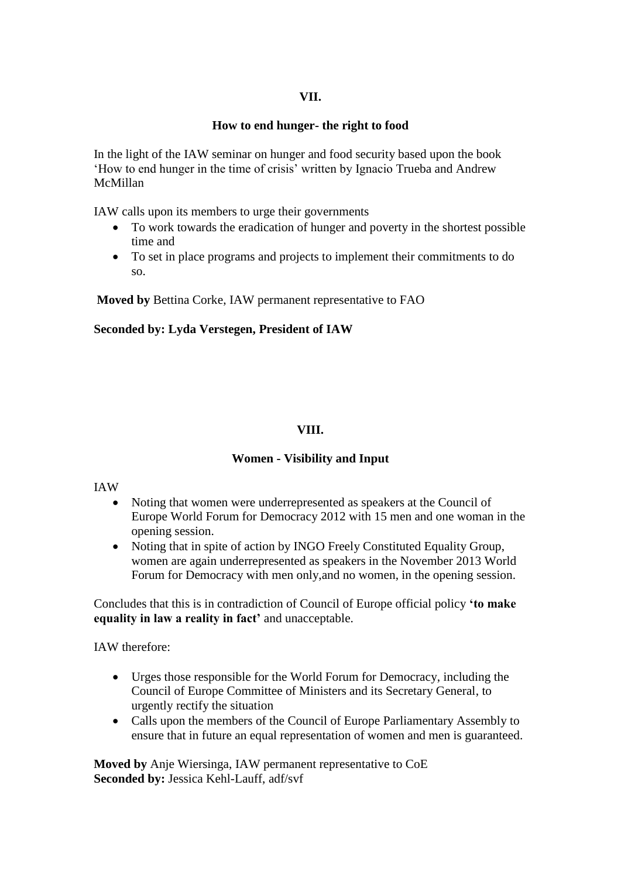**VII.**

**How to end hunger- the right to food**

In the light of the IAW seminar on hunger and food security based upon the book 'How to end hunger in the time of crisis' written by Ignacio Trueba and Andrew McMillan

IAW calls upon its members to urge their governments

- To work towards the eradication of hunger and poverty in the shortest possible time and
- To set in place programs and projects to implement their commitments to do so.

**Moved by** Bettina Corke, IAW permanent representative to FAO

**Seconded by: Lyda Verstegen, President of IAW**

**VIII.**

**Women - Visibility and Input**

IAW

- Noting that women were underrepresented as speakers at the Council of Europe World Forum for Democracy 2012 with 15 men and one woman in the opening session.
- Noting that in spite of action by INGO Freely Constituted Equality Group, women are again underrepresented as speakers in the November 2013 World Forum for Democracy with men only,and no women, in the opening session.

Concludes that this is in contradiction of Council of Europe official policy **'to make equality in law a reality in fact'** and unacceptable.

IAW therefore:

- Urges those responsible for the World Forum for Democracy, including the Council of Europe Committee of Ministers and its Secretary General, to urgently rectify the situation
- Calls upon the members of the Council of Europe Parliamentary Assembly to ensure that in future an equal representation of women and men is guaranteed.

**Moved by** Anje Wiersinga, IAW permanent representative to CoE
**Seconded by:** Jessica Kehl-Lauff, adf/svf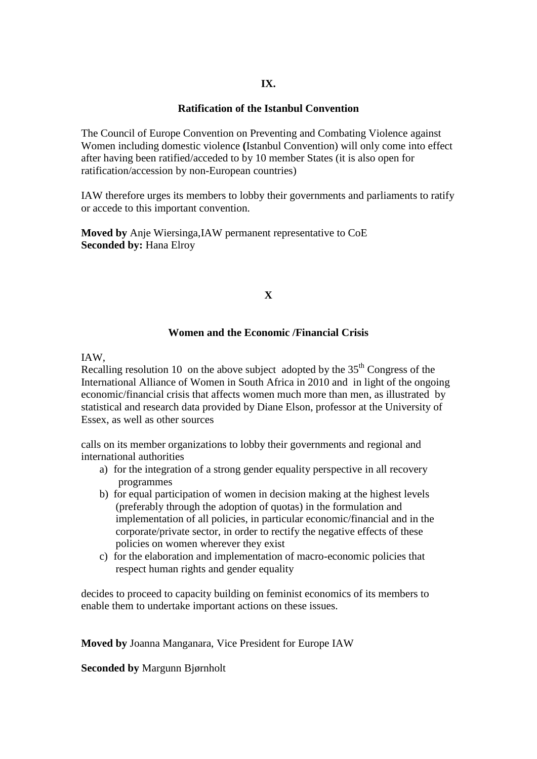**IX.**

**Ratification of the Istanbul Convention**

The Council of Europe Convention on Preventing and Combating Violence against Women including domestic violence **(**Istanbul Convention) will only come into effect after having been ratified/acceded to by 10 member States (it is also open for ratification/accession by non-European countries)

IAW therefore urges its members to lobby their governments and parliaments to ratify or accede to this important convention.

**Moved by** Anje Wiersinga,IAW permanent representative to CoE
**Seconded by:** Hana Elroy

**X**

**Women and the Economic /Financial Crisis**

IAW,
Recalling resolution 10 on the above subject adopted by the 35th Congress of the International Alliance of Women in South Africa in 2010 and in light of the ongoing economic/financial crisis that affects women much more than men, as illustrated by statistical and research data provided by Diane Elson, professor at the University of Essex, as well as other sources

calls on its member organizations to lobby their governments and regional and international authorities

a) for the integration of a strong gender equality perspective in all recovery programmes
b) for equal participation of women in decision making at the highest levels (preferably through the adoption of quotas) in the formulation and implementation of all policies, in particular economic/financial and in the corporate/private sector, in order to rectify the negative effects of these policies on women wherever they exist
c) for the elaboration and implementation of macro-economic policies that respect human rights and gender equality

decides to proceed to capacity building on feminist economics of its members to enable them to undertake important actions on these issues.

**Moved by** Joanna Manganara, Vice President for Europe IAW

**Seconded by** Margunn Bjørnholt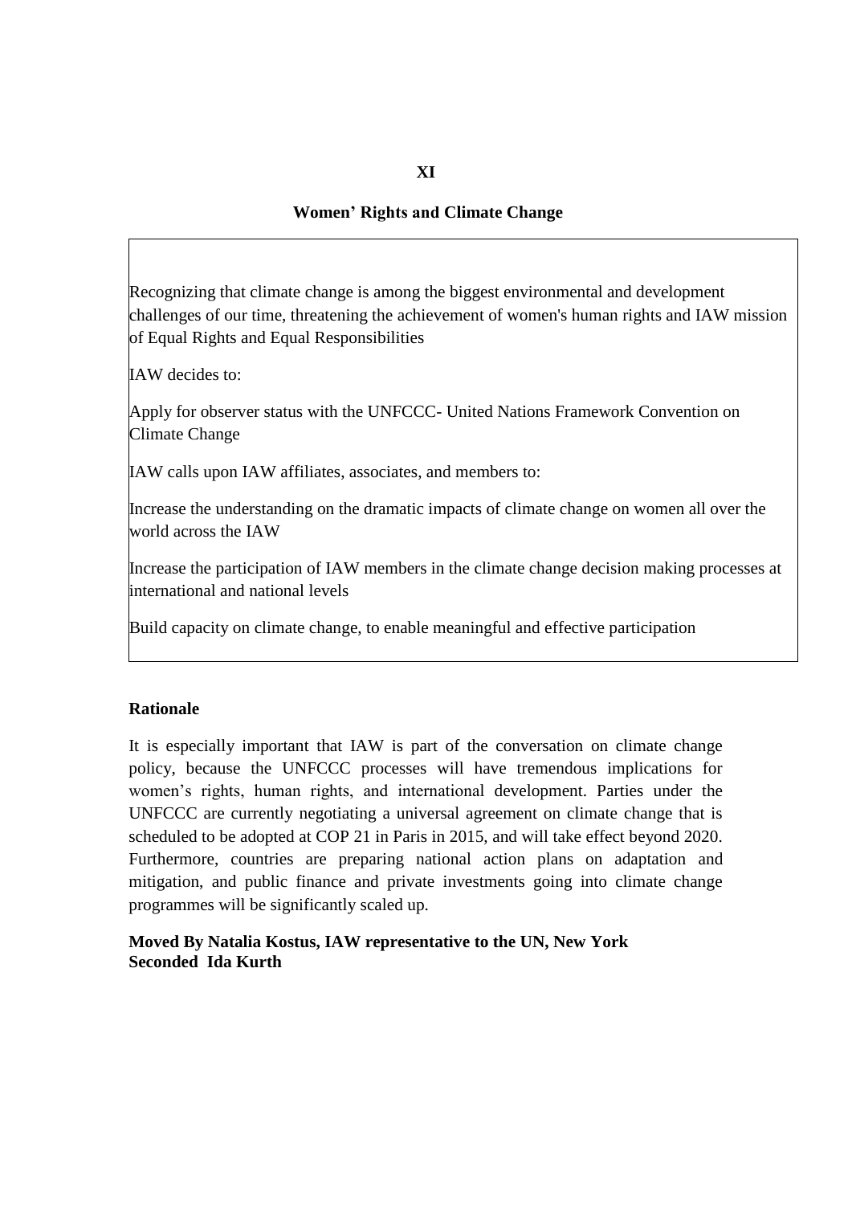**XI**

## Women' Rights and Climate Change

Recognizing that climate change is among the biggest environmental and development challenges of our time, threatening the achievement of women's human rights and IAW mission of Equal Rights and Equal Responsibilities

IAW decides to:

Apply for observer status with the UNFCCC- United Nations Framework Convention on Climate Change

IAW calls upon IAW affiliates, associates, and members to:

Increase the understanding on the dramatic impacts of climate change on women all over the world across the IAW

Increase the participation of IAW members in the climate change decision making processes at international and national levels

Build capacity on climate change, to enable meaningful and effective participation

**Rationale**

It is especially important that IAW is part of the conversation on climate change policy, because the UNFCCC processes will have tremendous implications for women's rights, human rights, and international development. Parties under the UNFCCC are currently negotiating a universal agreement on climate change that is scheduled to be adopted at COP 21 in Paris in 2015, and will take effect beyond 2020. Furthermore, countries are preparing national action plans on adaptation and mitigation, and public finance and private investments going into climate change programmes will be significantly scaled up.

**Moved By Natalia Kostus, IAW representative to the UN, New York**
**Seconded Ida Kurth**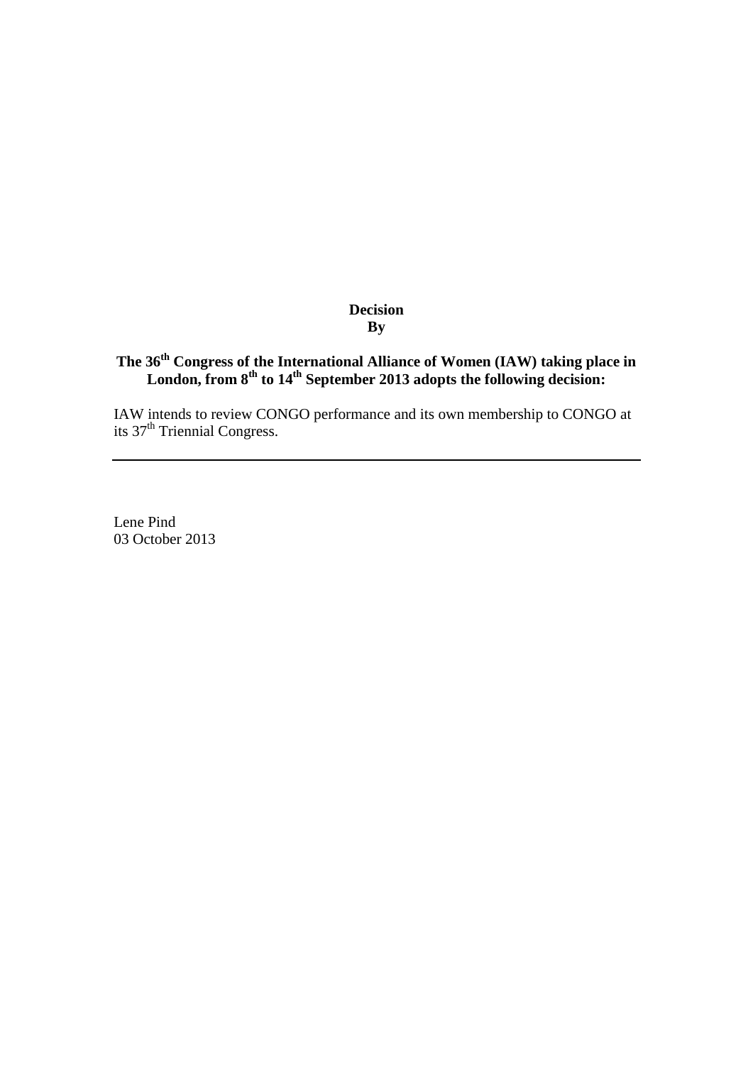**Decision**
**By**

**The 36th Congress of the International Alliance of Women (IAW) taking place in London, from 8th to 14th September 2013 adopts the following decision:**

IAW intends to review CONGO performance and its own membership to CONGO at its 37th Triennial Congress.

---

Lene Pind
03 October 2013